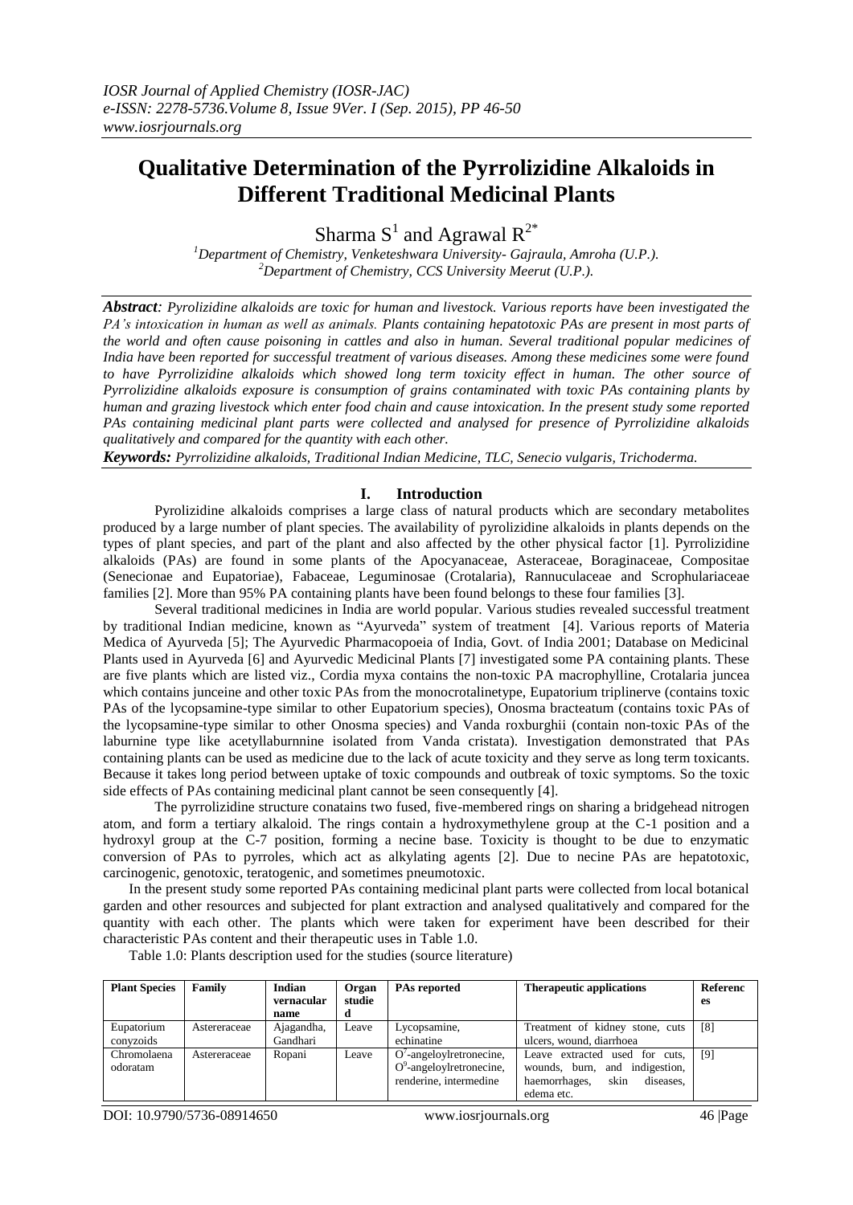# Qualitative Determination of the Pyrrolizidine Alkaloids in Different Traditional Medicinal Plants

Sharma S[1] and Agrawal R[2*]

[1]Department of Chemistry, Venketeshwara University- Gajraula, Amroha (U.P.).
[2]Department of Chemistry, CCS University Meerut (U.P.).

***Abstract****: Pyrolizidine alkaloids are toxic for human and livestock. Various reports have been investigated the PA's intoxication in human as well as animals. Plants containing hepatotoxic PAs are present in most parts of the world and often cause poisoning in cattles and also in human. Several traditional popular medicines of India have been reported for successful treatment of various diseases. Among these medicines some were found to have Pyrrolizidine alkaloids which showed long term toxicity effect in human. The other source of Pyrrolizidine alkaloids exposure is consumption of grains contaminated with toxic PAs containing plants by human and grazing livestock which enter food chain and cause intoxication. In the present study some reported PAs containing medicinal plant parts were collected and analysed for presence of Pyrrolizidine alkaloids qualitatively and compared for the quantity with each other.*

***Keywords:*** *Pyrrolizidine alkaloids, Traditional Indian Medicine, TLC, Senecio vulgaris, Trichoderma.*

## I. Introduction

Pyrolizidine alkaloids comprises a large class of natural products which are secondary metabolites produced by a large number of plant species. The availability of pyrolizidine alkaloids in plants depends on the types of plant species, and part of the plant and also affected by the other physical factor [1]. Pyrrolizidine alkaloids (PAs) are found in some plants of the Apocyanaceae, Asteraceae, Boraginaceae, Compositae (Senecionae and Eupatoriae), Fabaceae, Leguminosae (Crotalaria), Rannuculaceae and Scrophulariaceae families [2]. More than 95% PA containing plants have been found belongs to these four families [3].

Several traditional medicines in India are world popular. Various studies revealed successful treatment by traditional Indian medicine, known as "Ayurveda" system of treatment [4]. Various reports of Materia Medica of Ayurveda [5]; The Ayurvedic Pharmacopoeia of India, Govt. of India 2001; Database on Medicinal Plants used in Ayurveda [6] and Ayurvedic Medicinal Plants [7] investigated some PA containing plants. These are five plants which are listed viz., Cordia myxa contains the non-toxic PA macrophylline, Crotalaria juncea which contains junceine and other toxic PAs from the monocrotalinetype, Eupatorium triplinerve (contains toxic PAs of the lycopsamine-type similar to other Eupatorium species), Onosma bracteatum (contains toxic PAs of the lycopsamine-type similar to other Onosma species) and Vanda roxburghii (contain non-toxic PAs of the laburnine type like acetyllaburnnine isolated from Vanda cristata). Investigation demonstrated that PAs containing plants can be used as medicine due to the lack of acute toxicity and they serve as long term toxicants. Because it takes long period between uptake of toxic compounds and outbreak of toxic symptoms. So the toxic side effects of PAs containing medicinal plant cannot be seen consequently [4].

The pyrrolizidine structure conatains two fused, five-membered rings on sharing a bridgehead nitrogen atom, and form a tertiary alkaloid. The rings contain a hydroxymethylene group at the C-1 position and a hydroxyl group at the C-7 position, forming a necine base. Toxicity is thought to be due to enzymatic conversion of PAs to pyrroles, which act as alkylating agents [2]. Due to necine PAs are hepatotoxic, carcinogenic, genotoxic, teratogenic, and sometimes pneumotoxic.

In the present study some reported PAs containing medicinal plant parts were collected from local botanical garden and other resources and subjected for plant extraction and analysed qualitatively and compared for the quantity with each other. The plants which were taken for experiment have been described for their characteristic PAs content and their therapeutic uses in Table 1.0.

Table 1.0: Plants description used for the studies (source literature)

| Plant Species | Family | Indian vernacular name | Organ studied | PAs reported | Therapeutic applications | References |
|---|---|---|---|---|---|---|
| Eupatorium conyzoids | Astereraceae | Ajagandha, Gandhari | Leave | Lycopsamine, echinatine | Treatment of kidney stone, cuts ulcers, wound, diarrhoea | [8] |
| Chromolaena odoratam | Astereraceae | Ropani | Leave | $O^7$-angeloylretronecine, $O^9$-angeloylretronecine, renderine, intermedine | Leave extracted used for cuts, wounds, burn, and indigestion, haemorrhages, skin diseases, edema etc. | [9] |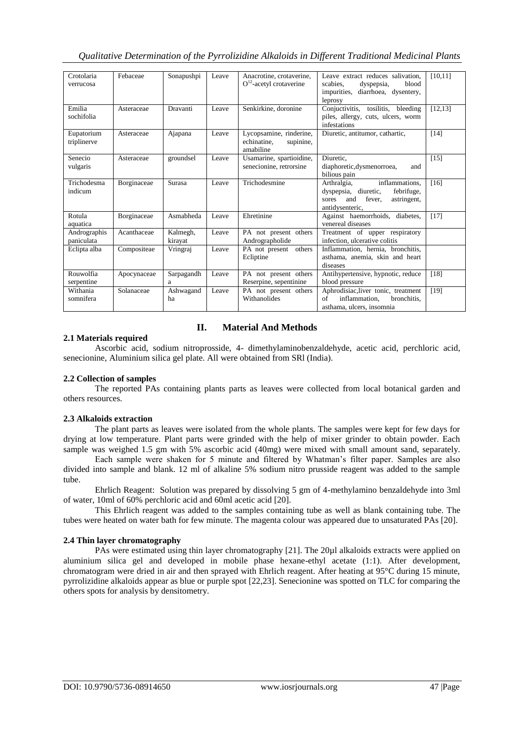| Crotolaria verrucosa | Febaceae | Sonapushpi | Leave | Anacrotine, crotaverine, $O^{12}$-acetyl crotaverine | Leave extract reduces salivation, scabies, dyspepsia, blood impurities, diarrhoea, dysentery, leprosy | [10,11] |
|---|---|---|---|---|---|---|
| Emilia sochifolia | Asteraceae | Dravanti | Leave | Senkirkine, doronine | Conjuctivitis, tosilitis, bleeding piles, allergy, cuts, ulcers, worm infestations | [12,13] |
| Eupatorium triplinerve | Asteraceae | Ajapana | Leave | Lycopsamine, rinderine, echinatine, supinine, amabiline | Diuretic, antitumor, cathartic, | [14] |
| Senecio vulgaris | Asteraceae | groundsel | Leave | Usamarine, spartioidine, senecionine, retrorsine | Diuretic, diaphoretic,dysmenorroea, and bilious pain | [15] |
| Trichodesma indicum | Borginaceae | Surasa | Leave | Trichodesmine | Arthralgia, inflammations, dyspepsia, diuretic, febrifuge, sores and fever, astringent, antidysenteric, | [16] |
| Rotula aquatica | Borginaceae | Asmabheda | Leave | Ehretinine | Against haemorrhoids, diabetes, venereal diseases | [17] |
| Andrographis paniculata | Acanthaceae | Kalmegh, kirayat | Leave | PA not present others Andrographolide | Treatment of upper respiratory infection, ulcerative colitis | |
| Eclipta alba | Compositeae | Vringraj | Leave | PA not present others Ecliptine | Inflammation, hernia, bronchitis, asthama, anemia, skin and heart diseases | |
| Rouwolfia serpentine | Apocynaceae | Sarpagandha | Leave | PA not present others Reserpine, sepentinine | Antihypertensive, hypnotic, reduce blood pressure | [18] |
| Withania somnifera | Solanaceae | Ashwagandha | Leave | PA not present others Withanolides | Aphrodisiac,liver tonic, treatment of inflammation, bronchitis, asthama, ulcers, insomnia | [19] |

## II. Material And Methods

### 2.1 Materials required

Ascorbic acid, sodium nitroprosside, 4- dimethylaminobenzaldehyde, acetic acid, perchloric acid, senecionine, Aluminium silica gel plate. All were obtained from SRl (India).

### 2.2 Collection of samples

The reported PAs containing plants parts as leaves were collected from local botanical garden and others resources.

### 2.3 Alkaloids extraction

The plant parts as leaves were isolated from the whole plants. The samples were kept for few days for drying at low temperature. Plant parts were grinded with the help of mixer grinder to obtain powder. Each sample was weighed 1.5 gm with 5% ascorbic acid (40mg) were mixed with small amount sand, separately.

Each sample were shaken for 5 minute and filtered by Whatman's filter paper. Samples are also divided into sample and blank. 12 ml of alkaline 5% sodium nitro prusside reagent was added to the sample tube.

Ehrlich Reagent: Solution was prepared by dissolving 5 gm of 4-methylamino benzaldehyde into 3ml of water, 10ml of 60% perchloric acid and 60ml acetic acid [20].

This Ehrlich reagent was added to the samples containing tube as well as blank containing tube. The tubes were heated on water bath for few minute. The magenta colour was appeared due to unsaturated PAs [20].

### 2.4 Thin layer chromatography

PAs were estimated using thin layer chromatography [21]. The 20µl alkaloids extracts were applied on aluminium silica gel and developed in mobile phase hexane-ethyl acetate (1:1). After development, chromatogram were dried in air and then sprayed with Ehrlich reagent. After heating at 95°C during 15 minute, pyrrolizidine alkaloids appear as blue or purple spot [22,23]. Senecionine was spotted on TLC for comparing the others spots for analysis by densitometry.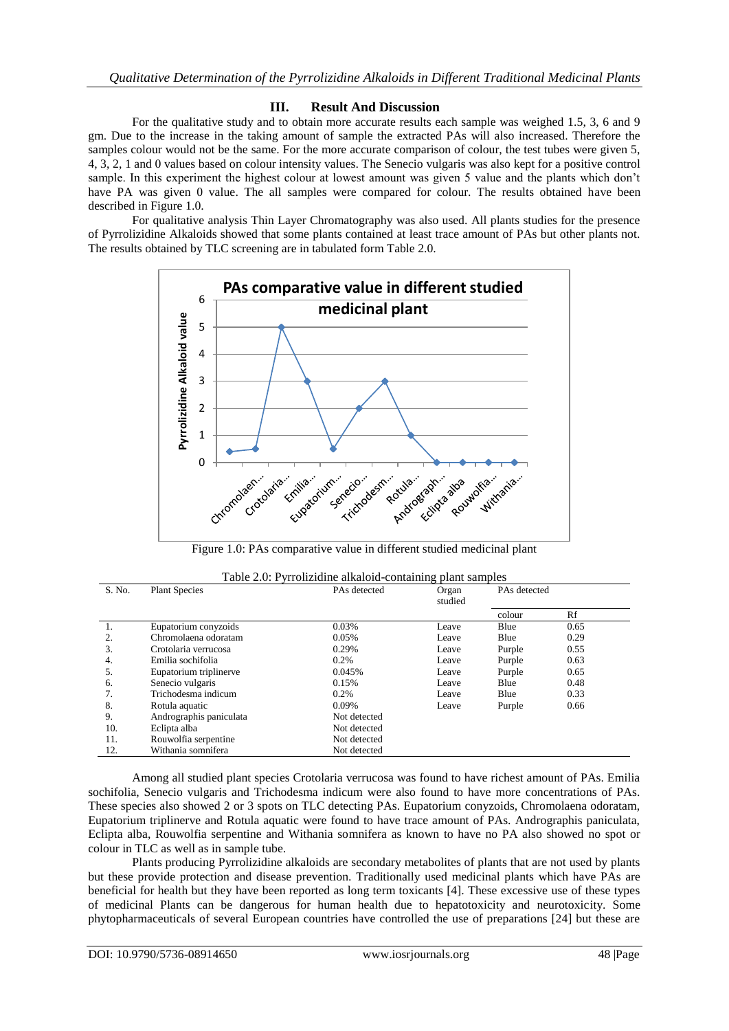## III. Result And Discussion

For the qualitative study and to obtain more accurate results each sample was weighed 1.5, 3, 6 and 9 gm. Due to the increase in the taking amount of sample the extracted PAs will also increased. Therefore the samples colour would not be the same. For the more accurate comparison of colour, the test tubes were given 5, 4, 3, 2, 1 and 0 values based on colour intensity values. The Senecio vulgaris was also kept for a positive control sample. In this experiment the highest colour at lowest amount was given 5 value and the plants which don't have PA was given 0 value. The all samples were compared for colour. The results obtained have been described in Figure 1.0.

For qualitative analysis Thin Layer Chromatography was also used. All plants studies for the presence of Pyrrolizidine Alkaloids showed that some plants contained at least trace amount of PAs but other plants not. The results obtained by TLC screening are in tabulated form Table 2.0.

Figure 1.0: PAs comparative value in different studied medicinal plant

Table 2.0: Pyrrolizidine alkaloid-containing plant samples

| S. No. | Plant Species | PAs detected | Organ studied | PAs detected | |
|---|---|---|---|---|---|
| | | | | colour | Rf |
| 1. | Eupatorium conyzoids | 0.03% | Leave | Blue | 0.65 |
| 2. | Chromolaena odoratam | 0.05% | Leave | Blue | 0.29 |
| 3. | Crotolaria verrucosa | 0.29% | Leave | Purple | 0.55 |
| 4. | Emilia sochifolia | 0.2% | Leave | Purple | 0.63 |
| 5. | Eupatorium triplinerve | 0.045% | Leave | Purple | 0.65 |
| 6. | Senecio vulgaris | 0.15% | Leave | Blue | 0.48 |
| 7. | Trichodesma indicum | 0.2% | Leave | Blue | 0.33 |
| 8. | Rotula aquatic | 0.09% | Leave | Purple | 0.66 |
| 9. | Andrographis paniculata | Not detected | | | |
| 10. | Eclipta alba | Not detected | | | |
| 11. | Rouwolfia serpentine | Not detected | | | |
| 12. | Withania somnifera | Not detected | | | |

Among all studied plant species Crotolaria verrucosa was found to have richest amount of PAs. Emilia sochifolia, Senecio vulgaris and Trichodesma indicum were also found to have more concentrations of PAs. These species also showed 2 or 3 spots on TLC detecting PAs. Eupatorium conyzoids, Chromolaena odoratam, Eupatorium triplinerve and Rotula aquatic were found to have trace amount of PAs. Andrographis paniculata, Eclipta alba, Rouwolfia serpentine and Withania somnifera as known to have no PA also showed no spot or colour in TLC as well as in sample tube.

Plants producing Pyrrolizidine alkaloids are secondary metabolites of plants that are not used by plants but these provide protection and disease prevention. Traditionally used medicinal plants which have PAs are beneficial for health but they have been reported as long term toxicants [4]. These excessive use of these types of medicinal Plants can be dangerous for human health due to hepatotoxicity and neurotoxicity. Some phytopharmaceuticals of several European countries have controlled the use of preparations [24] but these are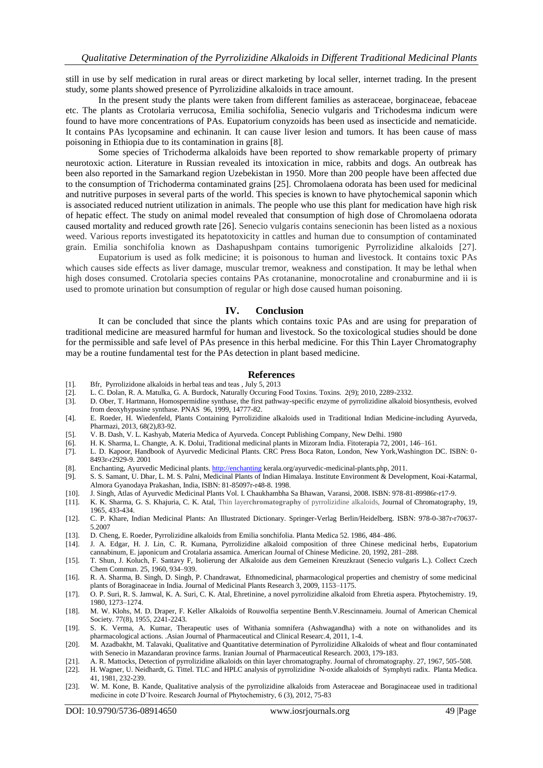still in use by self medication in rural areas or direct marketing by local seller, internet trading. In the present study, some plants showed presence of Pyrrolizidine alkaloids in trace amount.

In the present study the plants were taken from different families as asteraceae, borginaceae, febaceae etc. The plants as Crotolaria verrucosa, Emilia sochifolia, Senecio vulgaris and Trichodesma indicum were found to have more concentrations of PAs. Eupatorium conyzoids has been used as insecticide and nematicide. It contains PAs lycopsamine and echinanin. It can cause liver lesion and tumors. It has been cause of mass poisoning in Ethiopia due to its contamination in grains [8].

Some species of Trichoderma alkaloids have been reported to show remarkable property of primary neurotoxic action. Literature in Russian revealed its intoxication in mice, rabbits and dogs. An outbreak has been also reported in the Samarkand region Uzebekistan in 1950. More than 200 people have been affected due to the consumption of Trichoderma contaminated grains [25]. Chromolaena odorata has been used for medicinal and nutritive purposes in several parts of the world. This species is known to have phytochemical saponin which is associated reduced nutrient utilization in animals. The people who use this plant for medication have high risk of hepatic effect. The study on animal model revealed that consumption of high dose of Chromolaena odorata caused mortality and reduced growth rate [26]. Senecio vulgaris contains senecionin has been listed as a noxious weed. Various reports investigated its hepatotoxicity in cattles and human due to consumption of contaminated grain. Emilia sonchifolia known as Dashapushpam contains tumorigenic Pyrrolizidine alkaloids [27].

Eupatorium is used as folk medicine; it is poisonous to human and livestock. It contains toxic PAs which causes side effects as liver damage, muscular tremor, weakness and constipation. It may be lethal when high doses consumed. Crotolaria species contains PAs crotananine, monocrotaline and cronaburmine and ii is used to promote urination but consumption of regular or high dose caused human poisoning.

## IV. Conclusion

It can be concluded that since the plants which contains toxic PAs and are using for preparation of traditional medicine are measured harmful for human and livestock. So the toxicological studies should be done for the permissible and safe level of PAs presence in this herbal medicine. For this Thin Layer Chromatography may be a routine fundamental test for the PAs detection in plant based medicine.

## References

[1]. Bfr, Pyrrolizidone alkaloids in herbal teas and teas , July 5, 2013

[2]. L. C. Dolan, R. A. Matulka, G. A. Burdock, Naturally Occuring Food Toxins. Toxins. 2(9); 2010, 2289-2332.

[3]. D. Ober, T. Hartmann, Homospermidine synthase, the first pathway-specific enzyme of pyrrolizidine alkaloid biosynthesis, evolved from deoxyhypusine synthase. PNAS 96, 1999, 14777-82.

[4]. E. Roeder, H. Wiedenfeld, Plants Containing Pyrrolizidine alkaloids used in Traditional Indian Medicine-including Ayurveda, Pharmazi, 2013, 68(2),83-92.

[5]. V. B. Dash, V. L. Kashyab, Materia Medica of Ayurveda. Concept Publishing Company, New Delhi. 1980

[6]. H. K. Sharma, L. Changte, A. K. Dolui, Traditional medicinal plants in Mizoram India. Fitoterapia 72, 2001, 146–161.

[7]. L. D. Kapoor, Handbook of Ayurvedic Medicinal Plants. CRC Press Boca Raton, London, New York,Washington DC. ISBN: 0-8493r-r2929-9. 2001

[8]. Enchanting, Ayurvedic Medicinal plants. http://enchanting kerala.org/ayurvedic-medicinal-plants.php, 2011.

[9]. S. S. Samant, U. Dhar, L. M. S. Palni, Medicinal Plants of Indian Himalaya. Institute Environment & Development, Koai-Katarmal, Almora Gyanodaya Prakashan, India, ISBN: 81-85097r-r48-8. 1998.

[10]. J. Singh, Atlas of Ayurvedic Medicinal Plants Vol. I. Chaukhambha Sa Bhawan, Varansi, 2008. ISBN: 978-81-89986r-r17-9.

[11]. K. K. Sharma, G. S. Khajuria, C. K. Atal, Thin layer**chromatography** of pyrrolizidine alkaloids, Journal of Chromatography, 19, 1965, 433-434.

[12]. C. P. Khare, Indian Medicinal Plants: An Illustrated Dictionary. Springer-Verlag Berlin/Heidelberg. ISBN: 978-0-387r-r70637-5.2007

[13]. D. Cheng, E. Roeder, Pyrrolizidine alkaloids from Emilia sonchifolia. Planta Medica 52. 1986, 484–486.

[14]. J. A. Edgar, H. J. Lin, C. R. Kumana, Pyrrolizidine alkaloid composition of three Chinese medicinal herbs, Eupatorium cannabinum, E. japonicum and Crotalaria assamica. American Journal of Chinese Medicine. 20, 1992, 281–288.

[15]. T. Shun, J. Koluch, F. Santavy F, Isolierung der Alkaloide aus dem Gemeinen Kreuzkraut (Senecio vulgaris L.). Collect Czech Chem Commun. 25, 1960, 934–939.

[16]. R. A. Sharma, B. Singh, D. Singh, P. Chandrawat, Ethnomedicinal, pharmacological properties and chemistry of some medicinal plants of Boraginaceae in India. Journal of Medicinal Plants Research 3, 2009, 1153–1175.

[17]. O. P. Suri, R. S. Jamwal, K. A. Suri, C. K. Atal, Ehretinine, a novel pyrrolizidine alkaloid from Ehretia aspera. Phytochemistry. 19, 1980, 1273–1274.

[18]. M. W. Klohs, M. D. Draper, F. Keller Alkaloids of Rouwolfia serpentine Benth.V.Rescinnameiu. Journal of American Chemical Society. 77(8), 1955, 2241-2243.

[19]. S. K. Verma, A. Kumar, Therapeutic uses of Withania somnifera (Ashwagandha) with a note on withanolides and its pharmacological actions. .Asian Journal of Pharmaceutical and Clinical Researc.4, 2011, 1-4.

[20]. M. Azadbakht, M. Talavaki, Qualitative and Quantitative determination of Pyrrolizidine Alkaloids of wheat and flour contaminated with Senecio in Mazandaran province farms. Iranian Journal of Pharmaceutical Research. 2003, 179-183.

[21]. A. R. Mattocks, Detection of pyrrolizidine alkaloids on thin layer chromatography. Journal of chromatography. 27, 1967, 505-508.

[22]. H. Wagner, U. Neidhardt, G. Tittel. TLC and HPLC analysis of pyrrolizidine N-oxide alkaloids of Symphyti radix. Planta Medica. 41, 1981, 232-239.

[23]. W. M. Kone, B. Kande, Qualitative analysis of the pyrrolizidine alkaloids from Asteraceae and Boraginaceae used in traditional medicine in cote D'Ivoire. Research Journal of Phytochemistry, 6 (3), 2012, 75-83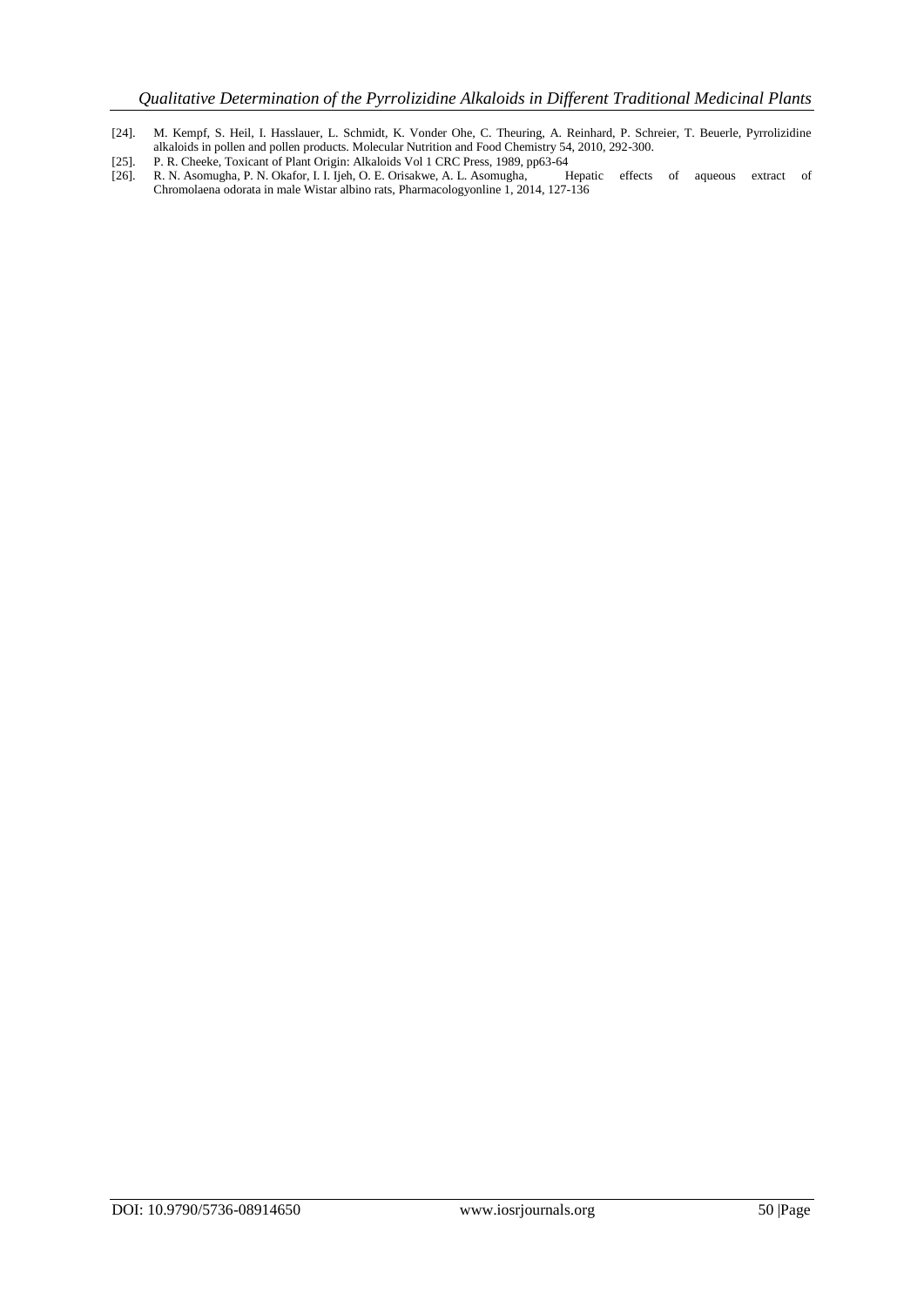[24]. M. Kempf, S. Heil, I. Hasslauer, L. Schmidt, K. Vonder Ohe, C. Theuring, A. Reinhard, P. Schreier, T. Beuerle, Pyrrolizidine alkaloids in pollen and pollen products. Molecular Nutrition and Food Chemistry 54, 2010, 292-300.

[25]. P. R. Cheeke, Toxicant of Plant Origin: Alkaloids Vol 1 CRC Press, 1989, pp63-64

[26]. R. N. Asomugha, P. N. Okafor, I. I. Ijeh, O. E. Orisakwe, A. L. Asomugha, Hepatic effects of aqueous extract of Chromolaena odorata in male Wistar albino rats, Pharmacologyonline 1, 2014, 127-136